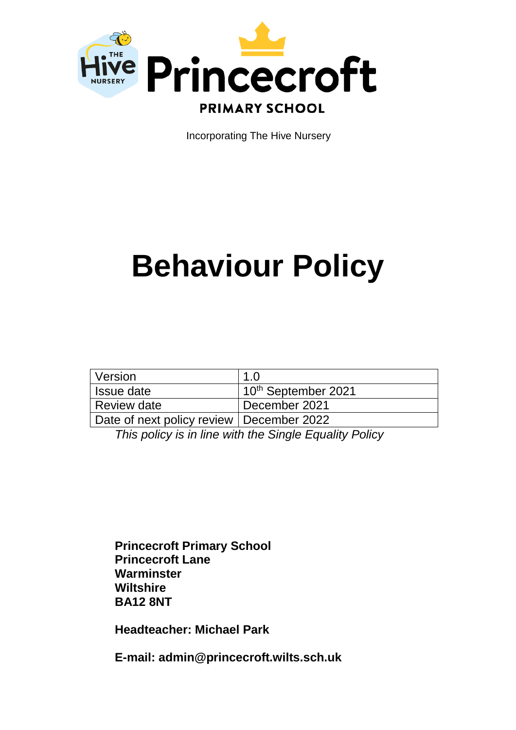Princecroft

PRIMARY SCHOOL

Incorporating The Hive Nursery

# Behaviour Policy

| Version | 1.0 |
|---|---|
| Issue date | 10th September 2021 |
| Review date | December 2021 |
| Date of next policy review | December 2022 |

*This policy is in line with the Single Equality Policy*

**Princecroft Primary School**
**Princecroft Lane**
**Warminster**
**Wiltshire**
**BA12 8NT**

**Headteacher: Michael Park**

**E-mail: admin@princecroft.wilts.sch.uk**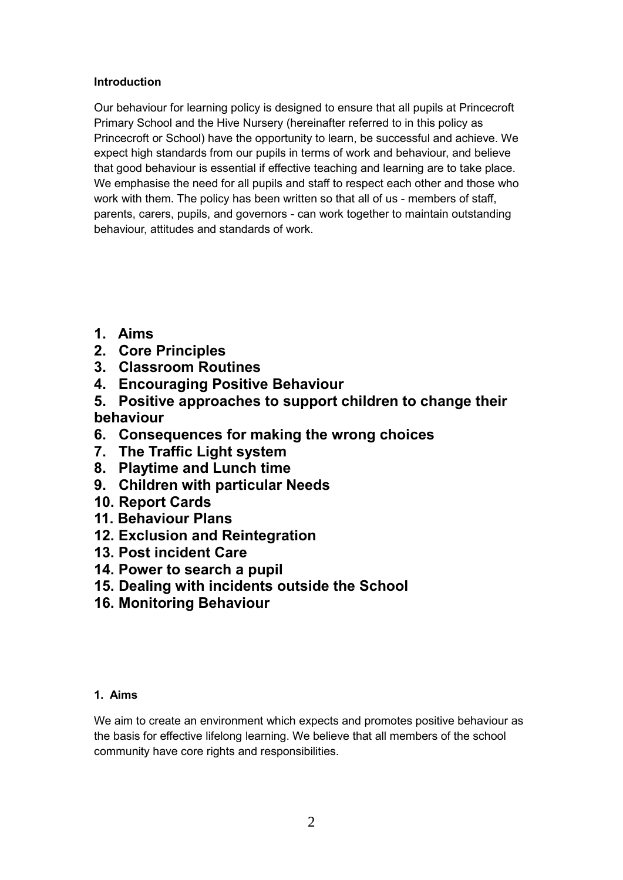#### Introduction

Our behaviour for learning policy is designed to ensure that all pupils at Princecroft Primary School and the Hive Nursery (hereinafter referred to in this policy as Princecroft or School) have the opportunity to learn, be successful and achieve. We expect high standards from our pupils in terms of work and behaviour, and believe that good behaviour is essential if effective teaching and learning are to take place. We emphasise the need for all pupils and staff to respect each other and those who work with them. The policy has been written so that all of us - members of staff, parents, carers, pupils, and governors - can work together to maintain outstanding behaviour, attitudes and standards of work.

1. **Aims**
2. **Core Principles**
3. **Classroom Routines**
4. **Encouraging Positive Behaviour**
5. **Positive approaches to support children to change their behaviour**
6. **Consequences for making the wrong choices**
7. **The Traffic Light system**
8. **Playtime and Lunch time**
9. **Children with particular Needs**
10. **Report Cards**
11. **Behaviour Plans**
12. **Exclusion and Reintegration**
13. **Post incident Care**
14. **Power to search a pupil**
15. **Dealing with incidents outside the School**
16. **Monitoring Behaviour**

#### 1. Aims

We aim to create an environment which expects and promotes positive behaviour as the basis for effective lifelong learning. We believe that all members of the school community have core rights and responsibilities.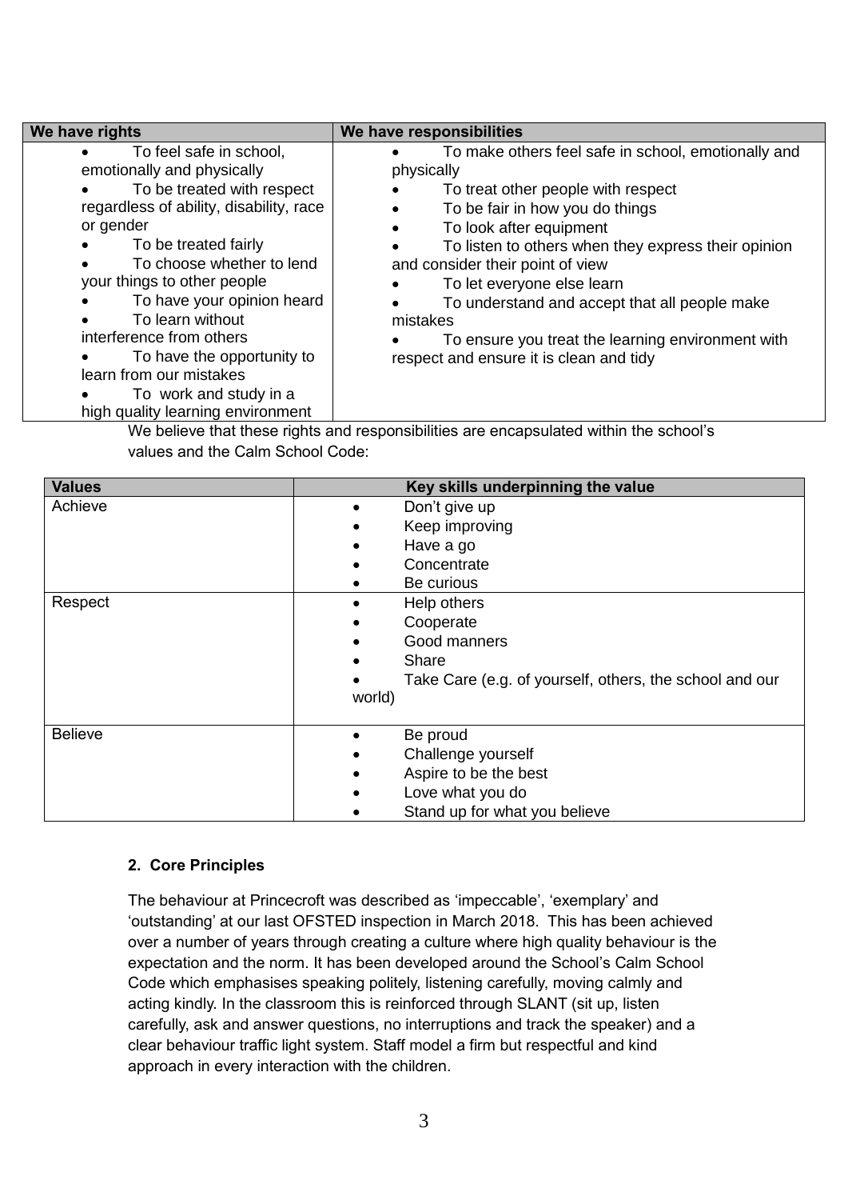| We have rights | We have responsibilities |
| --- | --- |
| • To feel safe in school, emotionally and physically<br>• To be treated with respect regardless of ability, disability, race or gender<br>• To be treated fairly<br>• To choose whether to lend your things to other people<br>• To have your opinion heard<br>• To learn without interference from others<br>• To have the opportunity to learn from our mistakes<br>• To work and study in a high quality learning environment | • To make others feel safe in school, emotionally and physically<br>• To treat other people with respect<br>• To be fair in how you do things<br>• To look after equipment<br>• To listen to others when they express their opinion and consider their point of view<br>• To let everyone else learn<br>• To understand and accept that all people make mistakes<br>• To ensure you treat the learning environment with respect and ensure it is clean and tidy |

We believe that these rights and responsibilities are encapsulated within the school's values and the Calm School Code:

| Values | Key skills underpinning the value |
| --- | --- |
| Achieve | • Don't give up<br>• Keep improving<br>• Have a go<br>• Concentrate<br>• Be curious |
| Respect | • Help others<br>• Cooperate<br>• Good manners<br>• Share<br>• Take Care (e.g. of yourself, others, the school and our world) |
| Believe | • Be proud<br>• Challenge yourself<br>• Aspire to be the best<br>• Love what you do<br>• Stand up for what you believe |

## 2. Core Principles

The behaviour at Princecroft was described as 'impeccable', 'exemplary' and 'outstanding' at our last OFSTED inspection in March 2018. This has been achieved over a number of years through creating a culture where high quality behaviour is the expectation and the norm. It has been developed around the School's Calm School Code which emphasises speaking politely, listening carefully, moving calmly and acting kindly. In the classroom this is reinforced through SLANT (sit up, listen carefully, ask and answer questions, no interruptions and track the speaker) and a clear behaviour traffic light system. Staff model a firm but respectful and kind approach in every interaction with the children.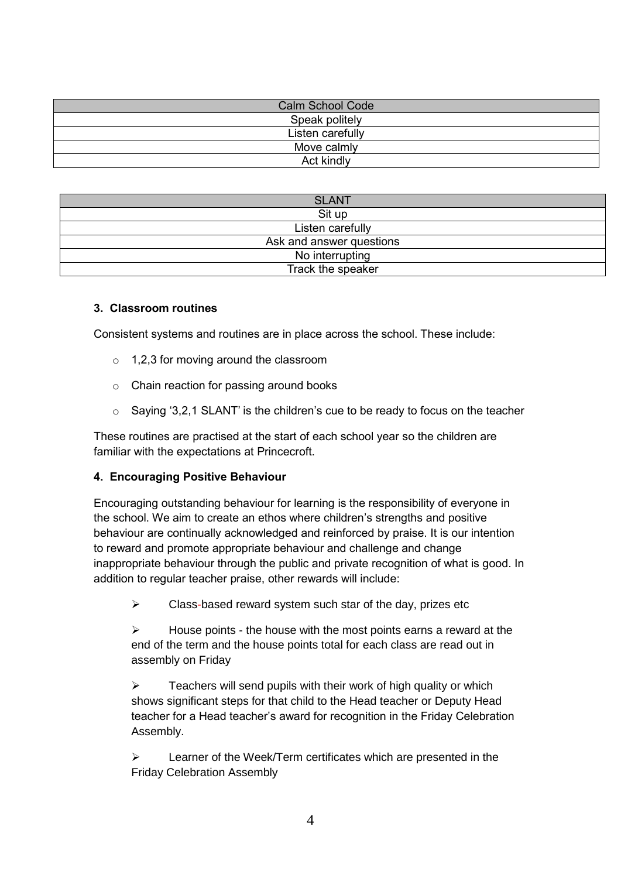| Calm School Code |
| --- |
| Speak politely |
| Listen carefully |
| Move calmly |
| Act kindly |

| SLANT |
| --- |
| Sit up |
| Listen carefully |
| Ask and answer questions |
| No interrupting |
| Track the speaker |

#### 3. Classroom routines

Consistent systems and routines are in place across the school. These include:

- 1,2,3 for moving around the classroom
- Chain reaction for passing around books
- Saying '3,2,1 SLANT' is the children's cue to be ready to focus on the teacher

These routines are practised at the start of each school year so the children are familiar with the expectations at Princecroft.

#### 4. Encouraging Positive Behaviour

Encouraging outstanding behaviour for learning is the responsibility of everyone in the school. We aim to create an ethos where children's strengths and positive behaviour are continually acknowledged and reinforced by praise. It is our intention to reward and promote appropriate behaviour and challenge and change inappropriate behaviour through the public and private recognition of what is good. In addition to regular teacher praise, other rewards will include:

- Class-based reward system such star of the day, prizes etc
- House points - the house with the most points earns a reward at the end of the term and the house points total for each class are read out in assembly on Friday
- Teachers will send pupils with their work of high quality or which shows significant steps for that child to the Head teacher or Deputy Head teacher for a Head teacher's award for recognition in the Friday Celebration Assembly.
- Learner of the Week/Term certificates which are presented in the Friday Celebration Assembly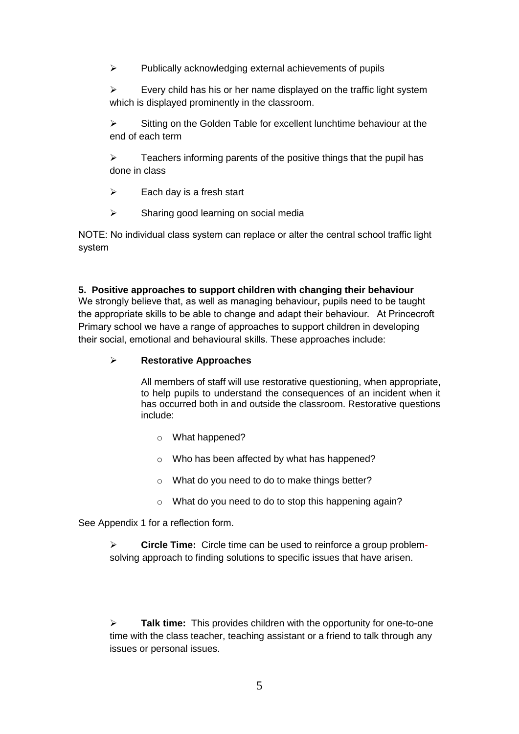- Publically acknowledging external achievements of pupils
- Every child has his or her name displayed on the traffic light system which is displayed prominently in the classroom.
- Sitting on the Golden Table for excellent lunchtime behaviour at the end of each term
- Teachers informing parents of the positive things that the pupil has done in class
- Each day is a fresh start
- Sharing good learning on social media

NOTE: No individual class system can replace or alter the central school traffic light system

**5. Positive approaches to support children with changing their behaviour**

We strongly believe that, as well as managing behaviour**,** pupils need to be taught the appropriate skills to be able to change and adapt their behaviour. At Princecroft Primary school we have a range of approaches to support children in developing their social, emotional and behavioural skills. These approaches include:

- **Restorative Approaches**

  All members of staff will use restorative questioning, when appropriate, to help pupils to understand the consequences of an incident when it has occurred both in and outside the classroom. Restorative questions include:

  - What happened?
  - Who has been affected by what has happened?
  - What do you need to do to make things better?
  - What do you need to do to stop this happening again?

See Appendix 1 for a reflection form.

- **Circle Time:** Circle time can be used to reinforce a group problem-solving approach to finding solutions to specific issues that have arisen.

- **Talk time:** This provides children with the opportunity for one-to-one time with the class teacher, teaching assistant or a friend to talk through any issues or personal issues.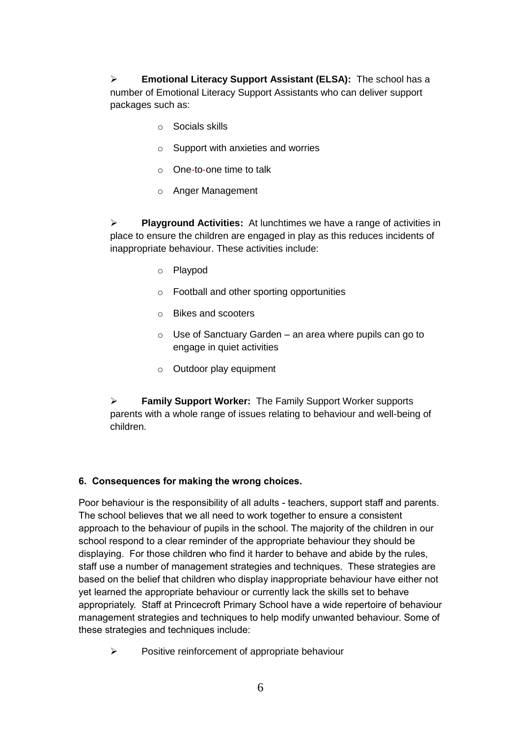- **Emotional Literacy Support Assistant (ELSA):** The school has a number of Emotional Literacy Support Assistants who can deliver support packages such as:
    - Socials skills
    - Support with anxieties and worries
    - One-to-one time to talk
    - Anger Management

- **Playground Activities:** At lunchtimes we have a range of activities in place to ensure the children are engaged in play as this reduces incidents of inappropriate behaviour. These activities include:
    - Playpod
    - Football and other sporting opportunities
    - Bikes and scooters
    - Use of Sanctuary Garden – an area where pupils can go to engage in quiet activities
    - Outdoor play equipment

- **Family Support Worker:** The Family Support Worker supports parents with a whole range of issues relating to behaviour and well-being of children.

#### 6. Consequences for making the wrong choices.

Poor behaviour is the responsibility of all adults - teachers, support staff and parents. The school believes that we all need to work together to ensure a consistent approach to the behaviour of pupils in the school. The majority of the children in our school respond to a clear reminder of the appropriate behaviour they should be displaying. For those children who find it harder to behave and abide by the rules, staff use a number of management strategies and techniques. These strategies are based on the belief that children who display inappropriate behaviour have either not yet learned the appropriate behaviour or currently lack the skills set to behave appropriately. Staff at Princecroft Primary School have a wide repertoire of behaviour management strategies and techniques to help modify unwanted behaviour. Some of these strategies and techniques include:

- Positive reinforcement of appropriate behaviour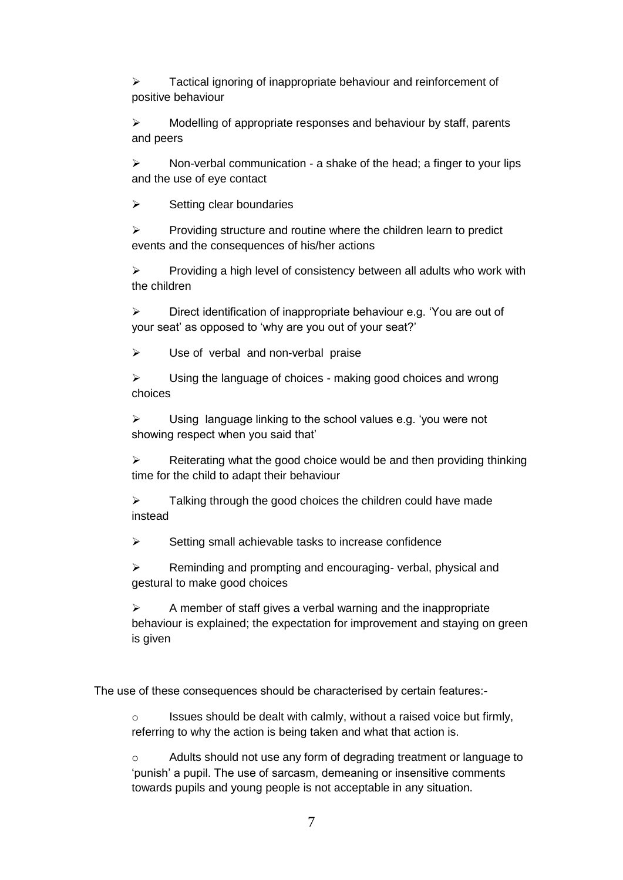- Tactical ignoring of inappropriate behaviour and reinforcement of positive behaviour
- Modelling of appropriate responses and behaviour by staff, parents and peers
- Non-verbal communication - a shake of the head; a finger to your lips and the use of eye contact
- Setting clear boundaries
- Providing structure and routine where the children learn to predict events and the consequences of his/her actions
- Providing a high level of consistency between all adults who work with the children
- Direct identification of inappropriate behaviour e.g. 'You are out of your seat' as opposed to 'why are you out of your seat?'
- Use of verbal and non-verbal praise
- Using the language of choices - making good choices and wrong choices
- Using language linking to the school values e.g. 'you were not showing respect when you said that'
- Reiterating what the good choice would be and then providing thinking time for the child to adapt their behaviour
- Talking through the good choices the children could have made instead
- Setting small achievable tasks to increase confidence
- Reminding and prompting and encouraging- verbal, physical and gestural to make good choices
- A member of staff gives a verbal warning and the inappropriate behaviour is explained; the expectation for improvement and staying on green is given

The use of these consequences should be characterised by certain features:-

- Issues should be dealt with calmly, without a raised voice but firmly, referring to why the action is being taken and what that action is.
- Adults should not use any form of degrading treatment or language to 'punish' a pupil. The use of sarcasm, demeaning or insensitive comments towards pupils and young people is not acceptable in any situation.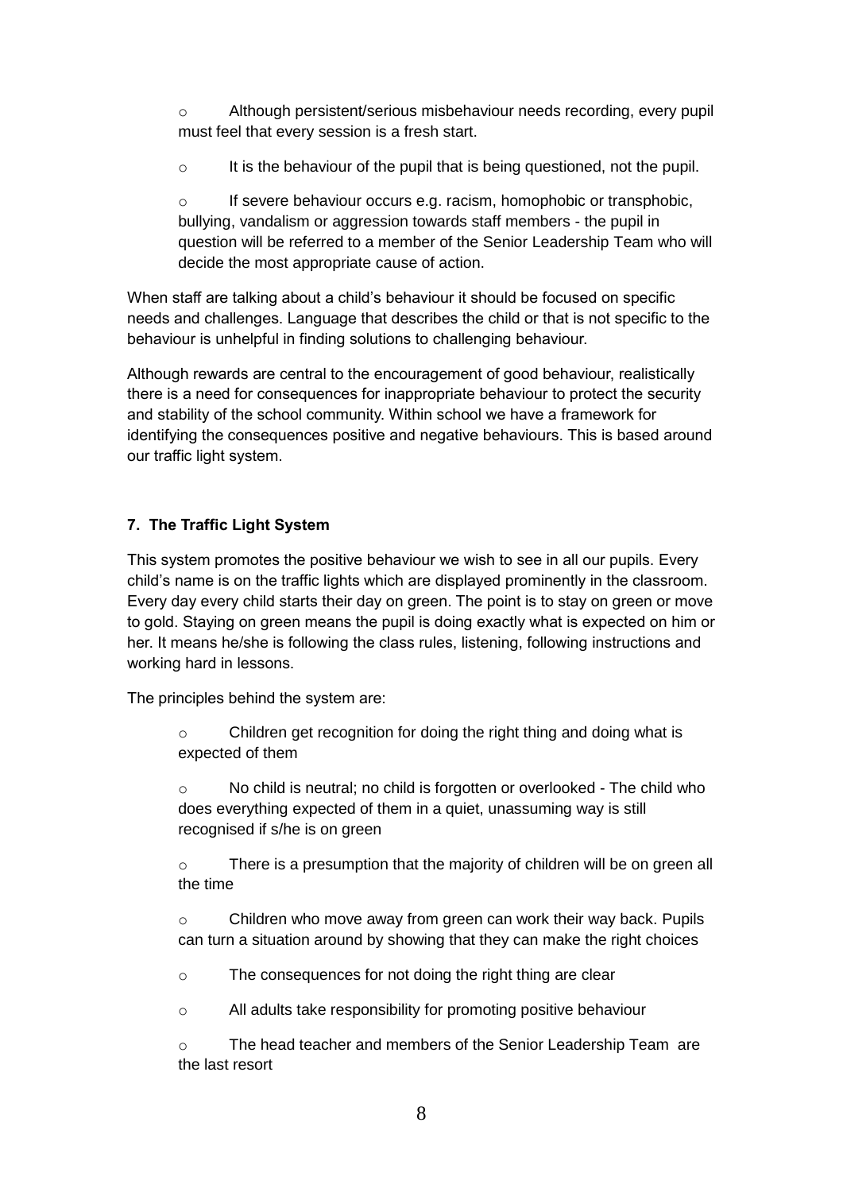- Although persistent/serious misbehaviour needs recording, every pupil must feel that every session is a fresh start.
- It is the behaviour of the pupil that is being questioned, not the pupil.
- If severe behaviour occurs e.g. racism, homophobic or transphobic, bullying, vandalism or aggression towards staff members - the pupil in question will be referred to a member of the Senior Leadership Team who will decide the most appropriate cause of action.

When staff are talking about a child's behaviour it should be focused on specific needs and challenges. Language that describes the child or that is not specific to the behaviour is unhelpful in finding solutions to challenging behaviour.

Although rewards are central to the encouragement of good behaviour, realistically there is a need for consequences for inappropriate behaviour to protect the security and stability of the school community. Within school we have a framework for identifying the consequences positive and negative behaviours. This is based around our traffic light system.

### 7. The Traffic Light System

This system promotes the positive behaviour we wish to see in all our pupils. Every child's name is on the traffic lights which are displayed prominently in the classroom. Every day every child starts their day on green. The point is to stay on green or move to gold. Staying on green means the pupil is doing exactly what is expected on him or her. It means he/she is following the class rules, listening, following instructions and working hard in lessons.

The principles behind the system are:

- Children get recognition for doing the right thing and doing what is expected of them
- No child is neutral; no child is forgotten or overlooked - The child who does everything expected of them in a quiet, unassuming way is still recognised if s/he is on green
- There is a presumption that the majority of children will be on green all the time
- Children who move away from green can work their way back. Pupils can turn a situation around by showing that they can make the right choices
- The consequences for not doing the right thing are clear
- All adults take responsibility for promoting positive behaviour
- The head teacher and members of the Senior Leadership Team are the last resort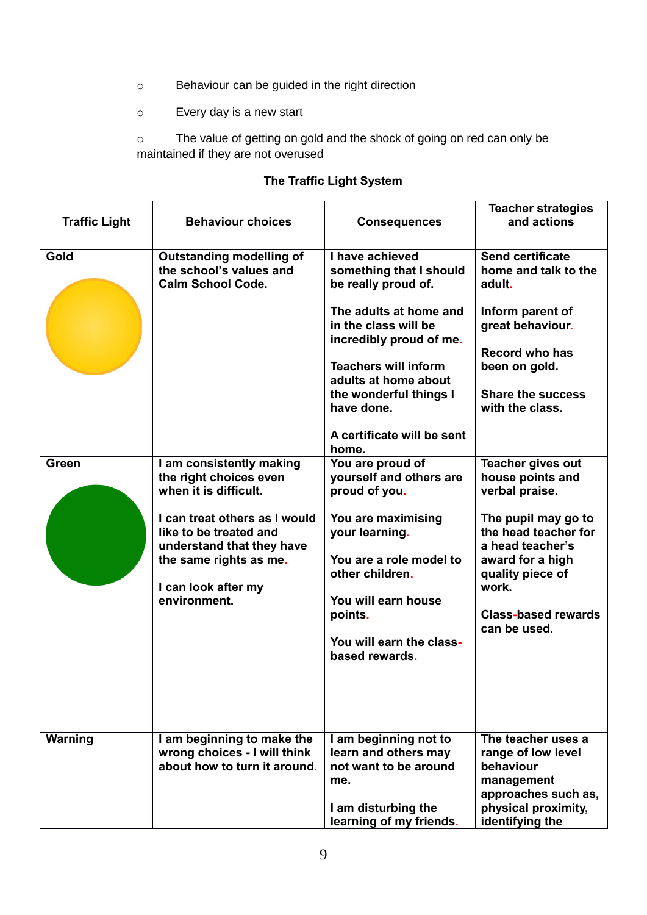- Behaviour can be guided in the right direction
- Every day is a new start
- The value of getting on gold and the shock of going on red can only be maintained if they are not overused

**The Traffic Light System**

| Traffic Light | Behaviour choices | Consequences | Teacher strategies and actions |
|---|---|---|---|
| **Gold** | **Outstanding modelling of the school's values and Calm School Code.** | **I have achieved something that I should be really proud of.**<br><br>**The adults at home and in the class will be incredibly proud of me.**<br><br>**Teachers will inform adults at home about the wonderful things I have done.**<br><br>**A certificate will be sent home.** | **Send certificate home and talk to the adult.**<br><br>**Inform parent of great behaviour.**<br><br>**Record who has been on gold.**<br><br>**Share the success with the class.** |
| **Green** | **I am consistently making the right choices even when it is difficult.**<br><br>**I can treat others as I would like to be treated and understand that they have the same rights as me.**<br><br>**I can look after my environment.** | **You are proud of yourself and others are proud of you.**<br><br>**You are maximising your learning.**<br><br>**You are a role model to other children.**<br><br>**You will earn house points.**<br><br>**You will earn the class-based rewards.** | **Teacher gives out house points and verbal praise.**<br><br>**The pupil may go to the head teacher for a head teacher's award for a high quality piece of work.**<br><br>**Class-based rewards can be used.** |
| **Warning** | **I am beginning to make the wrong choices - I will think about how to turn it around.** | **I am beginning not to learn and others may not want to be around me.**<br><br>**I am disturbing the learning of my friends.** | **The teacher uses a range of low level behaviour management approaches such as, physical proximity, identifying the** |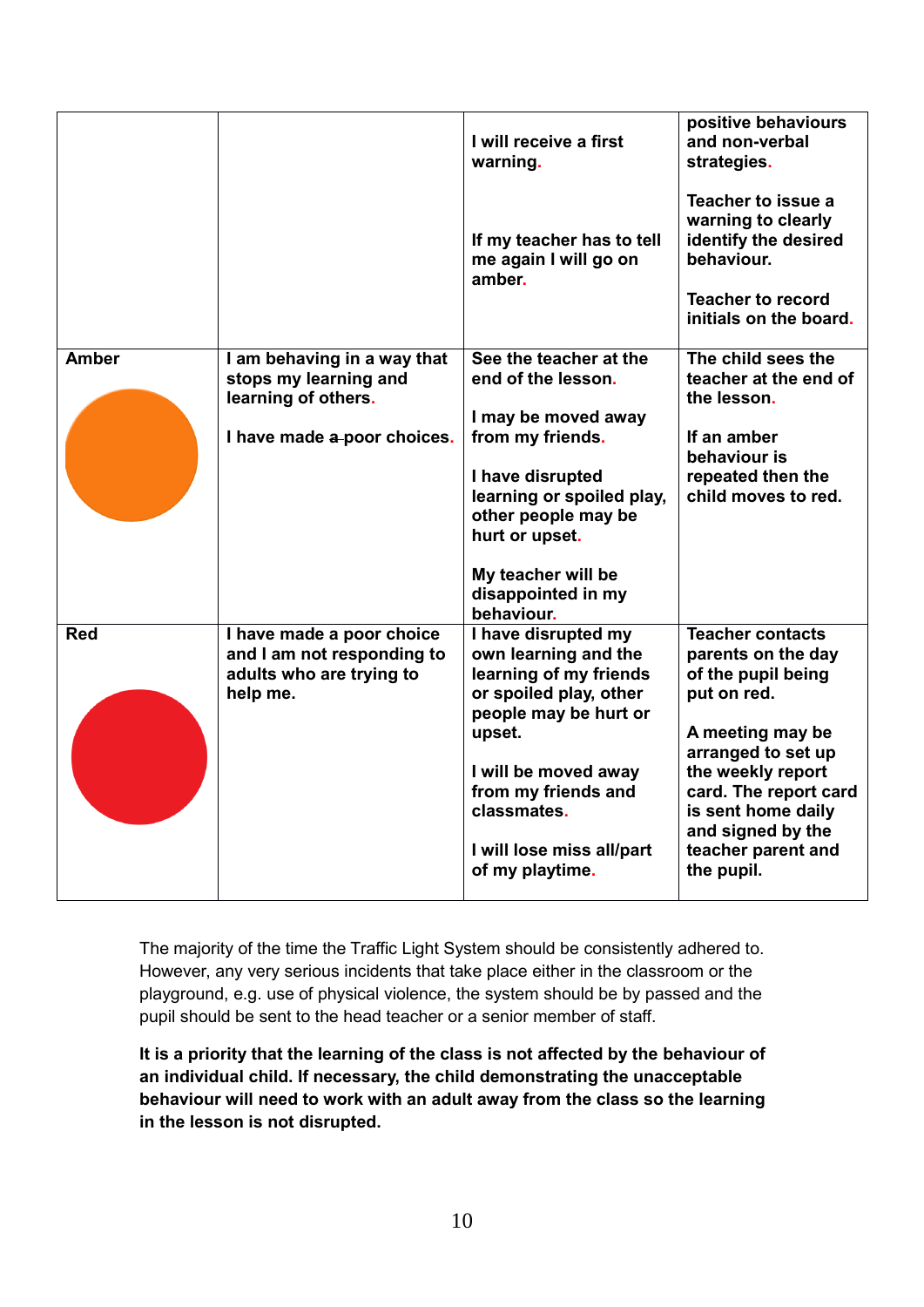| | | | |
|---|---|---|---|
| | | I will receive a first warning.<br><br>If my teacher has to tell me again I will go on amber. | positive behaviours and non-verbal strategies.<br><br>Teacher to issue a warning to clearly identify the desired behaviour.<br><br>Teacher to record initials on the board. |
| Amber | I am behaving in a way that stops my learning and learning of others.<br><br>I have made ~~a~~ poor choices. | See the teacher at the end of the lesson.<br><br>I may be moved away from my friends.<br><br>I have disrupted learning or spoiled play, other people may be hurt or upset.<br><br>My teacher will be disappointed in my behaviour. | The child sees the teacher at the end of the lesson.<br><br>If an amber behaviour is repeated then the child moves to red. |
| Red | I have made a poor choice and I am not responding to adults who are trying to help me. | I have disrupted my own learning and the learning of my friends or spoiled play, other people may be hurt or upset.<br><br>I will be moved away from my friends and classmates.<br><br>I will lose miss all/part of my playtime. | Teacher contacts parents on the day of the pupil being put on red.<br><br>A meeting may be arranged to set up the weekly report card. The report card is sent home daily and signed by the teacher parent and the pupil. |

The majority of the time the Traffic Light System should be consistently adhered to. However, any very serious incidents that take place either in the classroom or the playground, e.g. use of physical violence, the system should be by passed and the pupil should be sent to the head teacher or a senior member of staff.

**It is a priority that the learning of the class is not affected by the behaviour of an individual child. If necessary, the child demonstrating the unacceptable behaviour will need to work with an adult away from the class so the learning in the lesson is not disrupted.**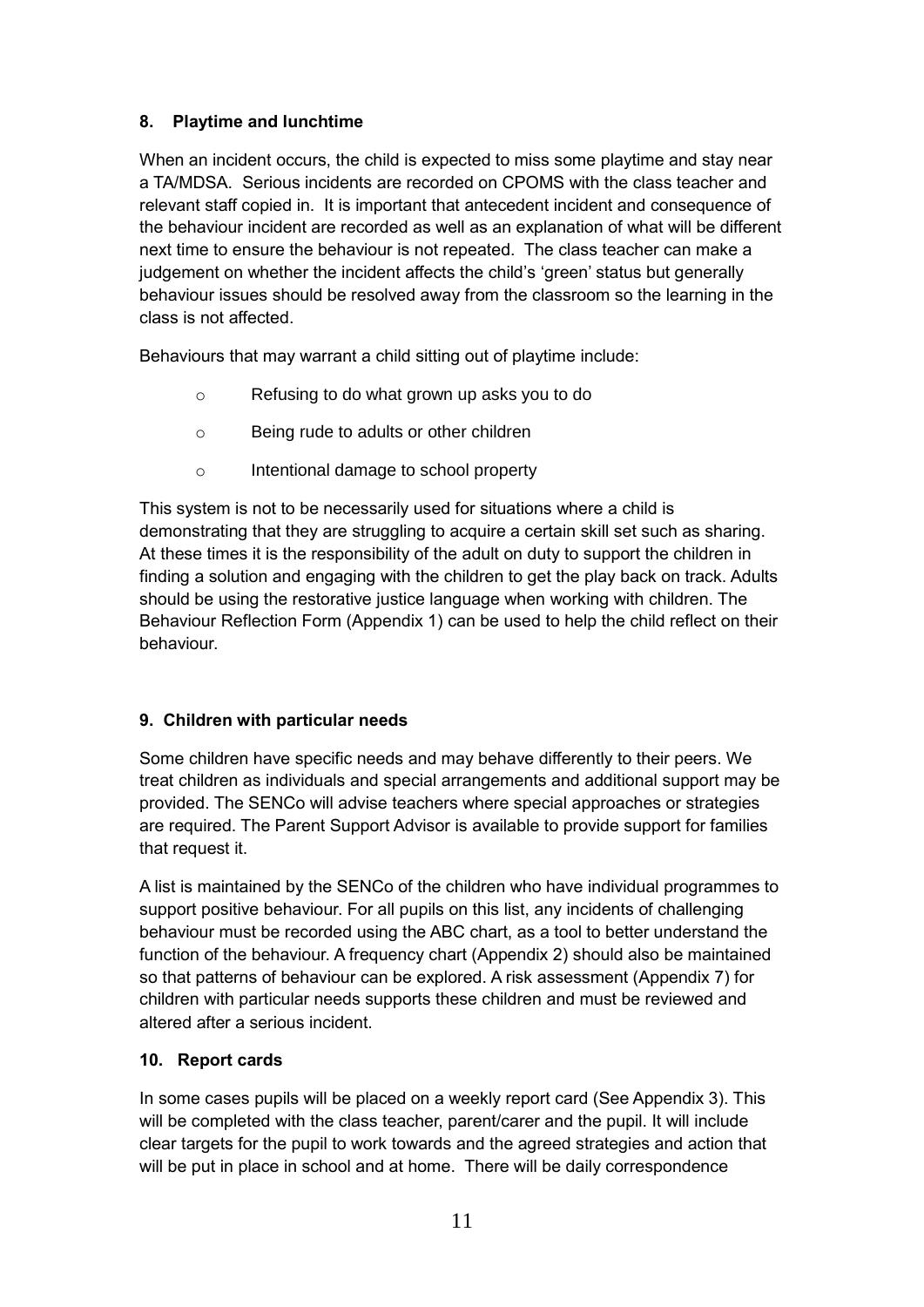**8. Playtime and lunchtime**

When an incident occurs, the child is expected to miss some playtime and stay near a TA/MDSA. Serious incidents are recorded on CPOMS with the class teacher and relevant staff copied in. It is important that antecedent incident and consequence of the behaviour incident are recorded as well as an explanation of what will be different next time to ensure the behaviour is not repeated. The class teacher can make a judgement on whether the incident affects the child's 'green' status but generally behaviour issues should be resolved away from the classroom so the learning in the class is not affected.

Behaviours that may warrant a child sitting out of playtime include:

- Refusing to do what grown up asks you to do
- Being rude to adults or other children
- Intentional damage to school property

This system is not to be necessarily used for situations where a child is demonstrating that they are struggling to acquire a certain skill set such as sharing. At these times it is the responsibility of the adult on duty to support the children in finding a solution and engaging with the children to get the play back on track. Adults should be using the restorative justice language when working with children. The Behaviour Reflection Form (Appendix 1) can be used to help the child reflect on their behaviour.

**9. Children with particular needs**

Some children have specific needs and may behave differently to their peers. We treat children as individuals and special arrangements and additional support may be provided. The SENCo will advise teachers where special approaches or strategies are required. The Parent Support Advisor is available to provide support for families that request it.

A list is maintained by the SENCo of the children who have individual programmes to support positive behaviour. For all pupils on this list, any incidents of challenging behaviour must be recorded using the ABC chart, as a tool to better understand the function of the behaviour. A frequency chart (Appendix 2) should also be maintained so that patterns of behaviour can be explored. A risk assessment (Appendix 7) for children with particular needs supports these children and must be reviewed and altered after a serious incident.

**10. Report cards**

In some cases pupils will be placed on a weekly report card (See Appendix 3). This will be completed with the class teacher, parent/carer and the pupil. It will include clear targets for the pupil to work towards and the agreed strategies and action that will be put in place in school and at home. There will be daily correspondence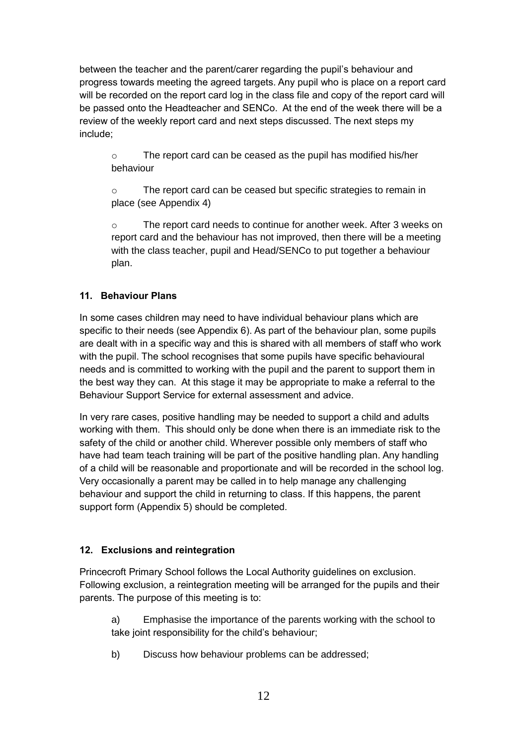between the teacher and the parent/carer regarding the pupil's behaviour and progress towards meeting the agreed targets. Any pupil who is place on a report card will be recorded on the report card log in the class file and copy of the report card will be passed onto the Headteacher and SENCo. At the end of the week there will be a review of the weekly report card and next steps discussed. The next steps my include;

- The report card can be ceased as the pupil has modified his/her behaviour
- The report card can be ceased but specific strategies to remain in place (see Appendix 4)
- The report card needs to continue for another week. After 3 weeks on report card and the behaviour has not improved, then there will be a meeting with the class teacher, pupil and Head/SENCo to put together a behaviour plan.

## 11. Behaviour Plans

In some cases children may need to have individual behaviour plans which are specific to their needs (see Appendix 6). As part of the behaviour plan, some pupils are dealt with in a specific way and this is shared with all members of staff who work with the pupil. The school recognises that some pupils have specific behavioural needs and is committed to working with the pupil and the parent to support them in the best way they can. At this stage it may be appropriate to make a referral to the Behaviour Support Service for external assessment and advice.

In very rare cases, positive handling may be needed to support a child and adults working with them. This should only be done when there is an immediate risk to the safety of the child or another child. Wherever possible only members of staff who have had team teach training will be part of the positive handling plan. Any handling of a child will be reasonable and proportionate and will be recorded in the school log. Very occasionally a parent may be called in to help manage any challenging behaviour and support the child in returning to class. If this happens, the parent support form (Appendix 5) should be completed.

## 12. Exclusions and reintegration

Princecroft Primary School follows the Local Authority guidelines on exclusion. Following exclusion, a reintegration meeting will be arranged for the pupils and their parents. The purpose of this meeting is to:

a) Emphasise the importance of the parents working with the school to take joint responsibility for the child's behaviour;

b) Discuss how behaviour problems can be addressed;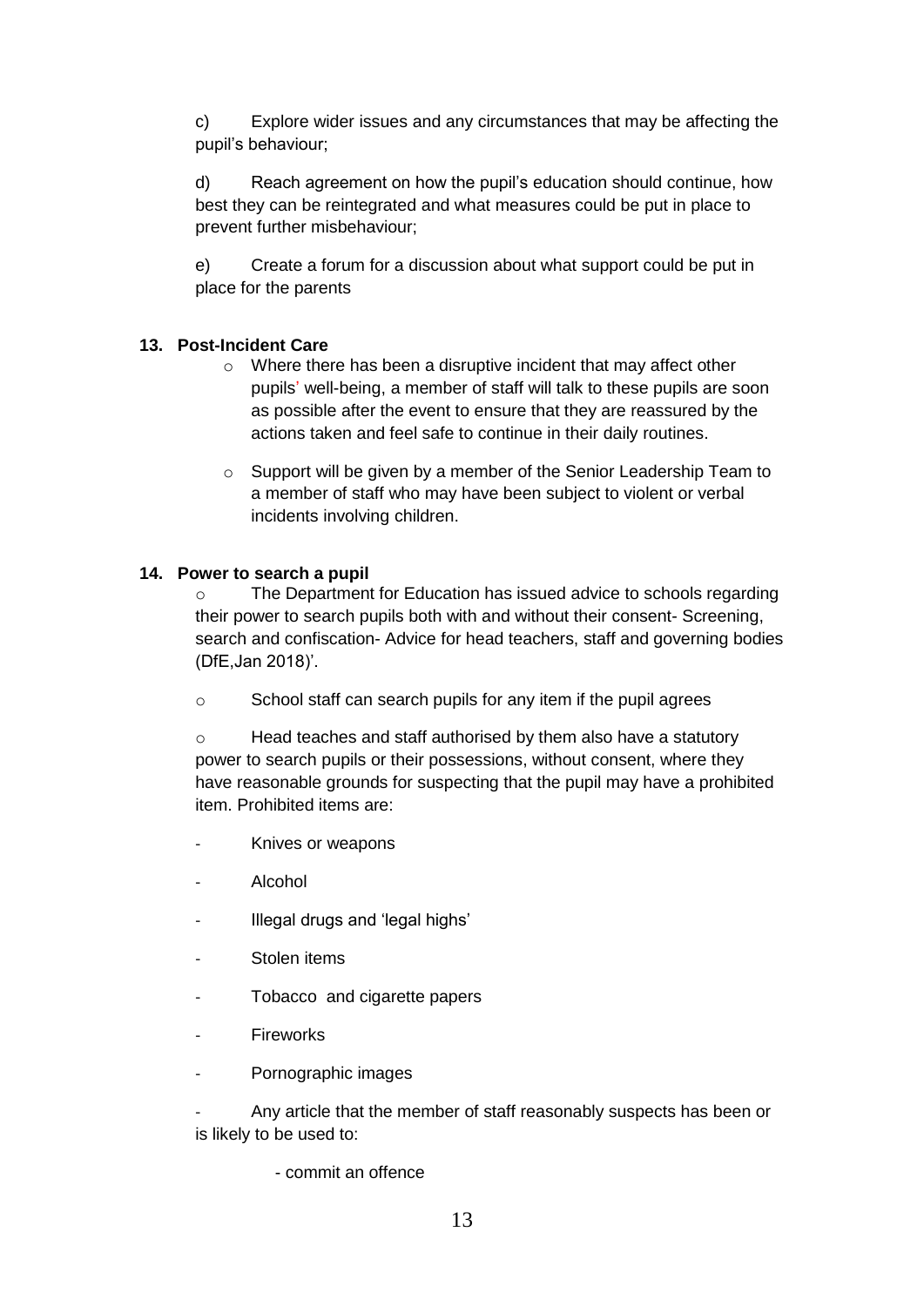c) Explore wider issues and any circumstances that may be affecting the pupil's behaviour;

d) Reach agreement on how the pupil's education should continue, how best they can be reintegrated and what measures could be put in place to prevent further misbehaviour;

e) Create a forum for a discussion about what support could be put in place for the parents

**13. Post-Incident Care**

- Where there has been a disruptive incident that may affect other pupils' well-being, a member of staff will talk to these pupils are soon as possible after the event to ensure that they are reassured by the actions taken and feel safe to continue in their daily routines.
- Support will be given by a member of the Senior Leadership Team to a member of staff who may have been subject to violent or verbal incidents involving children.

**14. Power to search a pupil**

- The Department for Education has issued advice to schools regarding their power to search pupils both with and without their consent- Screening, search and confiscation- Advice for head teachers, staff and governing bodies (DfE,Jan 2018)'.
- School staff can search pupils for any item if the pupil agrees
- Head teaches and staff authorised by them also have a statutory power to search pupils or their possessions, without consent, where they have reasonable grounds for suspecting that the pupil may have a prohibited item. Prohibited items are:

- Knives or weapons
- Alcohol
- Illegal drugs and 'legal highs'
- Stolen items
- Tobacco and cigarette papers
- Fireworks
- Pornographic images
- Any article that the member of staff reasonably suspects has been or is likely to be used to:
    - commit an offence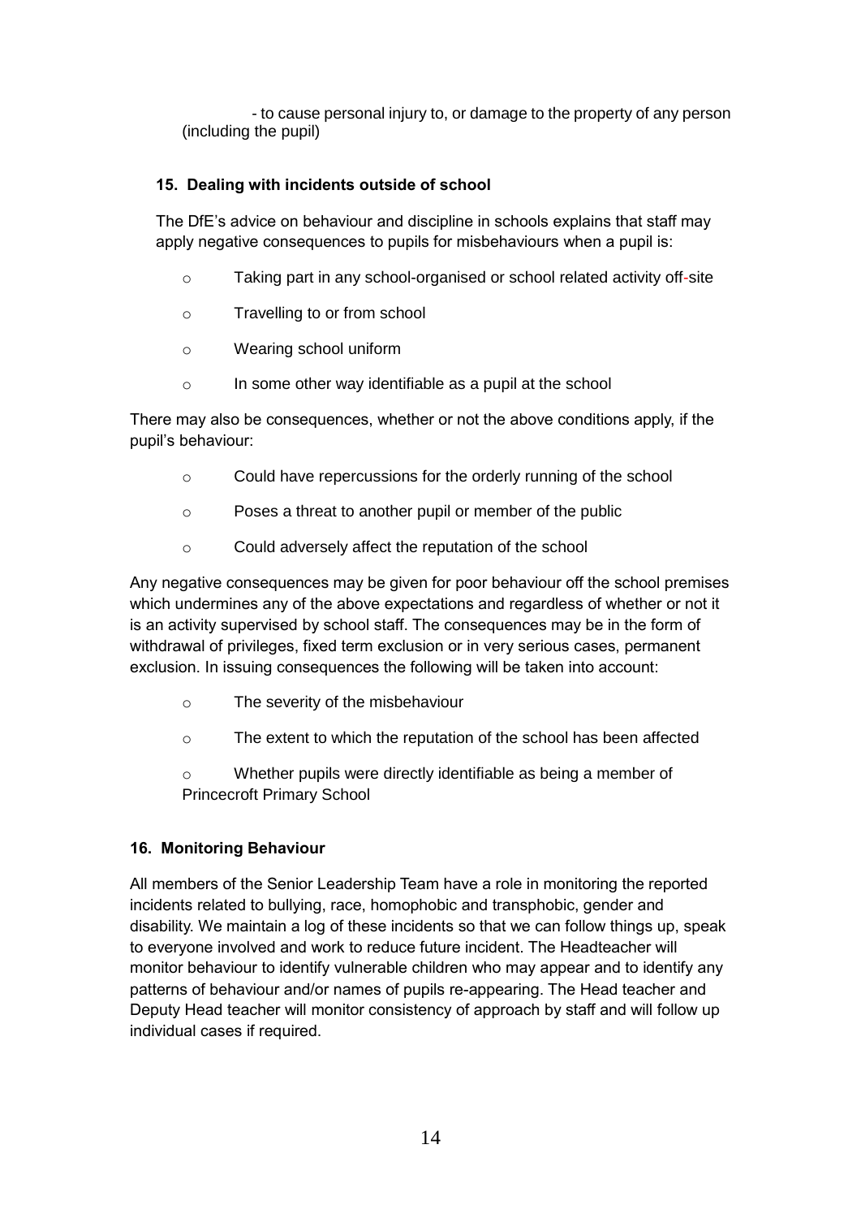- to cause personal injury to, or damage to the property of any person (including the pupil)

### 15. Dealing with incidents outside of school

The DfE's advice on behaviour and discipline in schools explains that staff may apply negative consequences to pupils for misbehaviours when a pupil is:

- Taking part in any school-organised or school related activity off-site
- Travelling to or from school
- Wearing school uniform
- In some other way identifiable as a pupil at the school

There may also be consequences, whether or not the above conditions apply, if the pupil's behaviour:

- Could have repercussions for the orderly running of the school
- Poses a threat to another pupil or member of the public
- Could adversely affect the reputation of the school

Any negative consequences may be given for poor behaviour off the school premises which undermines any of the above expectations and regardless of whether or not it is an activity supervised by school staff. The consequences may be in the form of withdrawal of privileges, fixed term exclusion or in very serious cases, permanent exclusion. In issuing consequences the following will be taken into account:

- The severity of the misbehaviour
- The extent to which the reputation of the school has been affected
- Whether pupils were directly identifiable as being a member of Princecroft Primary School

### 16. Monitoring Behaviour

All members of the Senior Leadership Team have a role in monitoring the reported incidents related to bullying, race, homophobic and transphobic, gender and disability. We maintain a log of these incidents so that we can follow things up, speak to everyone involved and work to reduce future incident. The Headteacher will monitor behaviour to identify vulnerable children who may appear and to identify any patterns of behaviour and/or names of pupils re-appearing. The Head teacher and Deputy Head teacher will monitor consistency of approach by staff and will follow up individual cases if required.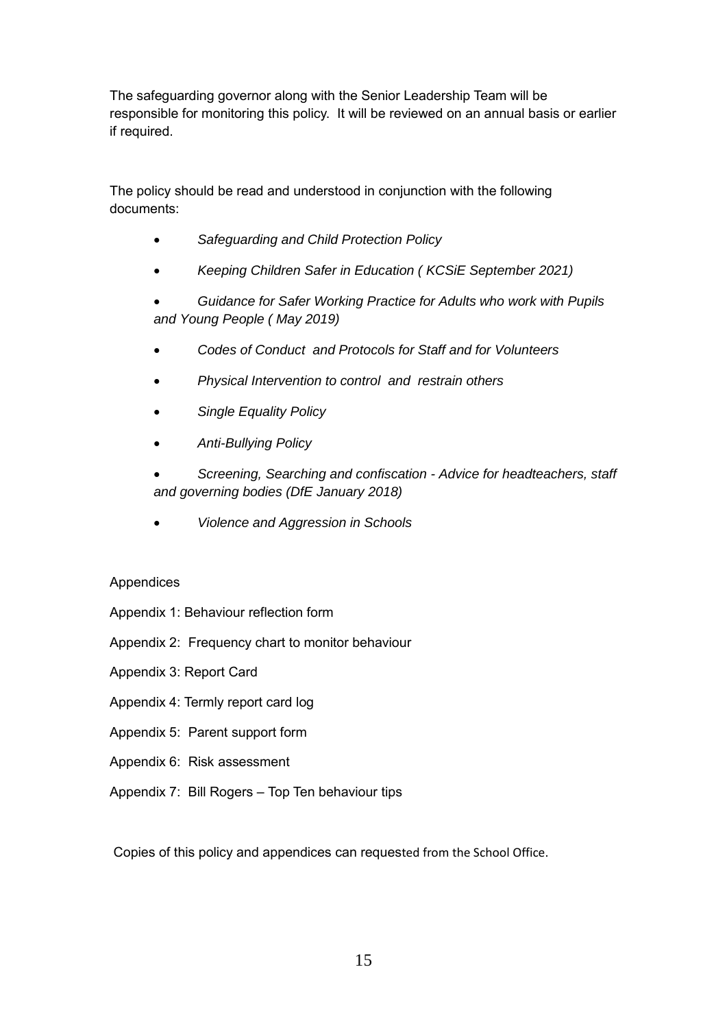The safeguarding governor along with the Senior Leadership Team will be responsible for monitoring this policy. It will be reviewed on an annual basis or earlier if required.

The policy should be read and understood in conjunction with the following documents:

- *Safeguarding and Child Protection Policy*
- *Keeping Children Safer in Education ( KCSiE September 2021)*
- *Guidance for Safer Working Practice for Adults who work with Pupils and Young People ( May 2019)*
- *Codes of Conduct and Protocols for Staff and for Volunteers*
- *Physical Intervention to control and restrain others*
- *Single Equality Policy*
- *Anti-Bullying Policy*
- *Screening, Searching and confiscation - Advice for headteachers, staff and governing bodies (DfE January 2018)*
- *Violence and Aggression in Schools*

Appendices

Appendix 1: Behaviour reflection form

Appendix 2: Frequency chart to monitor behaviour

Appendix 3: Report Card

Appendix 4: Termly report card log

Appendix 5: Parent support form

Appendix 6: Risk assessment

Appendix 7: Bill Rogers – Top Ten behaviour tips

Copies of this policy and appendices can requested from the School Office.